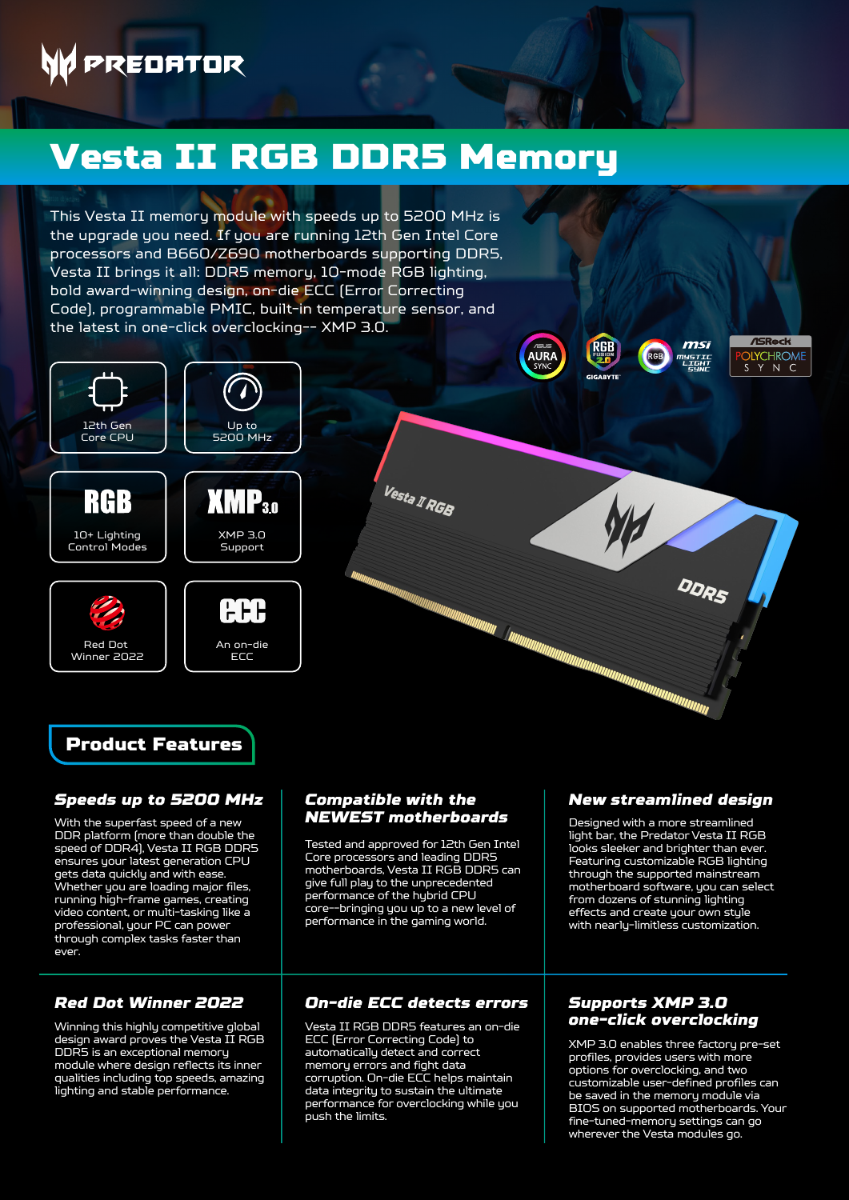# PREDATOR

# Vesta II RGB DDR5 Memory

This Vesta II memory module with speeds up to 5200 MHz is the upgrade you need. If you are running 12th Gen Intel Core processors and B660/Z690 motherboards supporting DDR5, Vesta II brings it all: DDR5 memory, 10-mode RGB lighting, bold award-winning design, on-die ECC (Error Correcting Code), programmable PMIC, built-in temperature sensor, and the latest in one-click overclocking-- XMP 3.0.

- 12th Gen Core CPU
- Up to 5200 MHz
- RGB — 10+ Lighting Control Modes
- XMP 3.0 — XMP 3.0 Support
- Red Dot Winner 2022
- ECC — An on-die ECC

AURA SYNC | RGB FUSION 2.0 GIGABYTE | MSI MYSTIC LIGHT SYNC | ASRock POLYCHROME SYNC

## Product Features

### Speeds up to 5200 MHz

With the superfast speed of a new DDR platform (more than double the speed of DDR4), Vesta II RGB DDR5 ensures your latest generation CPU gets data quickly and with ease. Whether you are loading major files, running high-frame games, creating video content, or multi-tasking like a professional, your PC can power through complex tasks faster than ever.

### Compatible with the NEWEST motherboards

Tested and approved for 12th Gen Intel Core processors and leading DDR5 motherboards, Vesta II RGB DDR5 can give full play to the unprecedented performance of the hybrid CPU core--bringing you up to a new level of performance in the gaming world.

### New streamlined design

Designed with a more streamlined light bar, the Predator Vesta II RGB looks sleeker and brighter than ever. Featuring customizable RGB lighting through the supported mainstream motherboard software, you can select from dozens of stunning lighting effects and create your own style with nearly-limitless customization.

### Red Dot Winner 2022

Winning this highly competitive global design award proves the Vesta II RGB DDR5 is an exceptional memory module where design reflects its inner qualities including top speeds, amazing lighting and stable performance.

### On-die ECC detects errors

Vesta II RGB DDR5 features an on-die ECC (Error Correcting Code) to automatically detect and correct memory errors and fight data corruption. On-die ECC helps maintain data integrity to sustain the ultimate performance for overclocking while you push the limits.

### Supports XMP 3.0 one-click overclocking

XMP 3.0 enables three factory pre-set profiles, provides users with more options for overclocking, and two customizable user-defined profiles can be saved in the memory module via BIOS on supported motherboards. Your fine-tuned-memory settings can go wherever the Vesta modules go.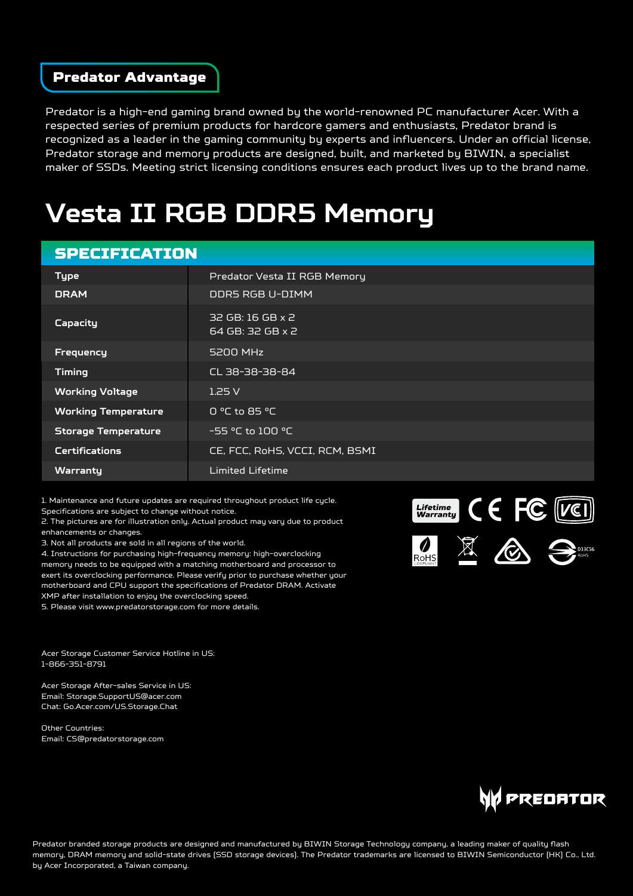## Predator Advantage

Predator is a high-end gaming brand owned by the world-renowned PC manufacturer Acer. With a respected series of premium products for hardcore gamers and enthusiasts, Predator brand is recognized as a leader in the gaming community by experts and influencers. Under an official license, Predator storage and memory products are designed, built, and marketed by BIWIN, a specialist maker of SSDs. Meeting strict licensing conditions ensures each product lives up to the brand name.

# Vesta II RGB DDR5 Memory

## SPECIFICATION

| | |
|---|---|
| **Type** | Predator Vesta II RGB Memory |
| **DRAM** | DDR5 RGB U-DIMM |
| **Capacity** | 32 GB: 16 GB x 2<br>64 GB: 32 GB x 2 |
| **Frequency** | 5200 MHz |
| **Timing** | CL 38-38-38-84 |
| **Working Voltage** | 1.25 V |
| **Working Temperature** | 0 °C to 85 °C |
| **Storage Temperature** | -55 °C to 100 °C |
| **Certifications** | CE, FCC, RoHS, VCCI, RCM, BSMI |
| **Warranty** | Limited Lifetime |

1. Maintenance and future updates are required throughout product life cycle. Specifications are subject to change without notice.
2. The pictures are for illustration only. Actual product may vary due to product enhancements or changes.
3. Not all products are sold in all regions of the world.
4. Instructions for purchasing high-frequency memory: high-overclocking memory needs to be equipped with a matching motherboard and processor to exert its overclocking performance. Please verify prior to purchase whether your motherboard and CPU support the specifications of Predator DRAM. Activate XMP after installation to enjoy the overclocking speed.
5. Please visit www.predatorstorage.com for more details.

Lifetime Warranty

D33C56 RoHS

Acer Storage Customer Service Hotline in US:
1-866-351-8791

Acer Storage After-sales Service in US:
Email: Storage.SupportUS@acer.com
Chat: Go.Acer.com/US.Storage.Chat

Other Countries:
Email: CS@predatorstorage.com

PREDATOR

Predator branded storage products are designed and manufactured by BIWIN Storage Technology company, a leading maker of quality flash memory, DRAM memory and solid-state drives (SSD storage devices). The Predator trademarks are licensed to BIWIN Semiconductor (HK) Co., Ltd. by Acer Incorporated, a Taiwan company.